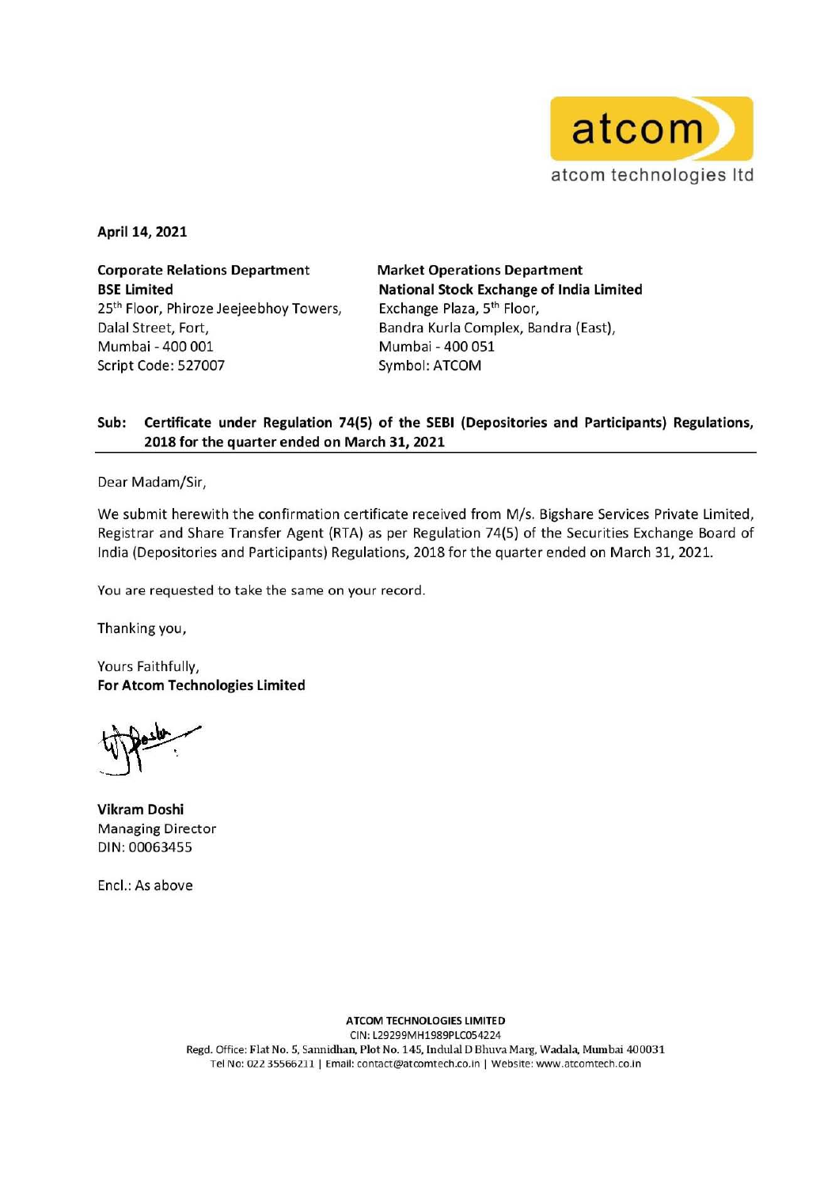atcom

atcom technologies ltd

**April 14, 2021**

**Corporate Relations Department**
**BSE Limited**
25th Floor, Phiroze Jeejeebhoy Towers,
Dalal Street, Fort,
Mumbai - 400 001
Script Code: 527007

**Market Operations Department**
**National Stock Exchange of India Limited**
Exchange Plaza, 5th Floor,
Bandra Kurla Complex, Bandra (East),
Mumbai - 400 051
Symbol: ATCOM

**Sub: Certificate under Regulation 74(5) of the SEBI (Depositories and Participants) Regulations, 2018 for the quarter ended on March 31, 2021**

Dear Madam/Sir,

We submit herewith the confirmation certificate received from M/s. Bigshare Services Private Limited, Registrar and Share Transfer Agent (RTA) as per Regulation 74(5) of the Securities Exchange Board of India (Depositories and Participants) Regulations, 2018 for the quarter ended on March 31, 2021.

You are requested to take the same on your record.

Thanking you,

Yours Faithfully,
**For Atcom Technologies Limited**

**Vikram Doshi**
Managing Director
DIN: 00063455

Encl.: As above

**ATCOM TECHNOLOGIES LIMITED**
CIN: L29299MH1989PLC054224
Regd. Office: Flat No. 5, Sannidhan, Plot No. 145, Indulal D Bhuva Marg, Wadala, Mumbai 400031
Tel No: 022 35566211 | Email: contact@atcomtech.co.in | Website: www.atcomtech.co.in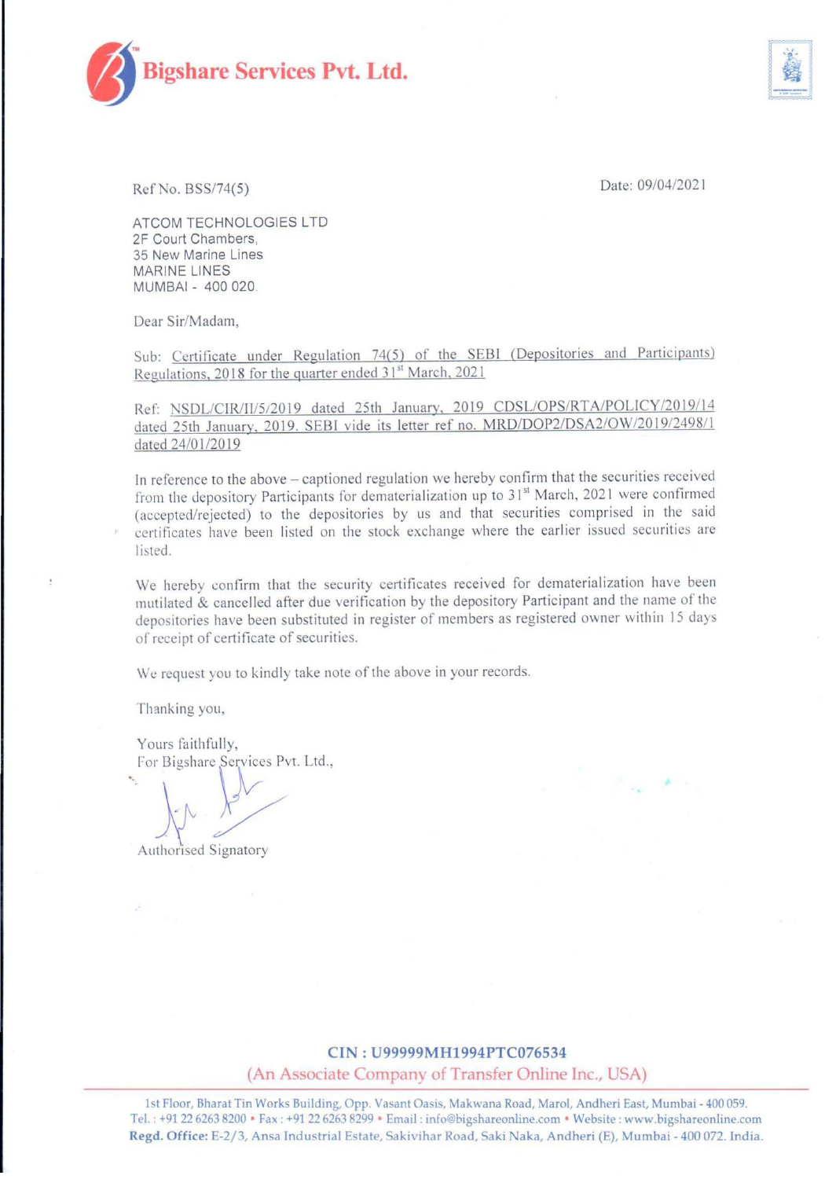# Bigshare Services Pvt. Ltd.

Ref No. BSS/74(5)

Date: 09/04/2021

ATCOM TECHNOLOGIES LTD
2F Court Chambers,
35 New Marine Lines
MARINE LINES
MUMBAI - 400 020.

Dear Sir/Madam,

Sub: Certificate under Regulation 74(5) of the SEBI (Depositories and Participants) Regulations, 2018 for the quarter ended 31st March, 2021

Ref: NSDL/CIR/II/5/2019 dated 25th January, 2019 CDSL/OPS/RTA/POLICY/2019/14 dated 25th January, 2019. SEBI vide its letter ref no. MRD/DOP2/DSA2/OW/2019/2498/1 dated 24/01/2019

In reference to the above – captioned regulation we hereby confirm that the securities received from the depository Participants for dematerialization up to 31st March, 2021 were confirmed (accepted/rejected) to the depositories by us and that securities comprised in the said certificates have been listed on the stock exchange where the earlier issued securities are listed.

We hereby confirm that the security certificates received for dematerialization have been mutilated & cancelled after due verification by the depository Participant and the name of the depositories have been substituted in register of members as registered owner within 15 days of receipt of certificate of securities.

We request you to kindly take note of the above in your records.

Thanking you,

Yours faithfully,
For Bigshare Services Pvt. Ltd.,

Authorised Signatory

CIN : U99999MH1994PTC076534
(An Associate Company of Transfer Online Inc., USA)

1st Floor, Bharat Tin Works Building, Opp. Vasant Oasis, Makwana Road, Marol, Andheri East, Mumbai - 400 059.
Tel. : +91 22 6263 8200 • Fax : +91 22 6263 8299 • Email : info@bigshareonline.com • Website : www.bigshareonline.com
**Regd. Office:** E-2/3, Ansa Industrial Estate, Sakivihar Road, Saki Naka, Andheri (E), Mumbai - 400 072. India.